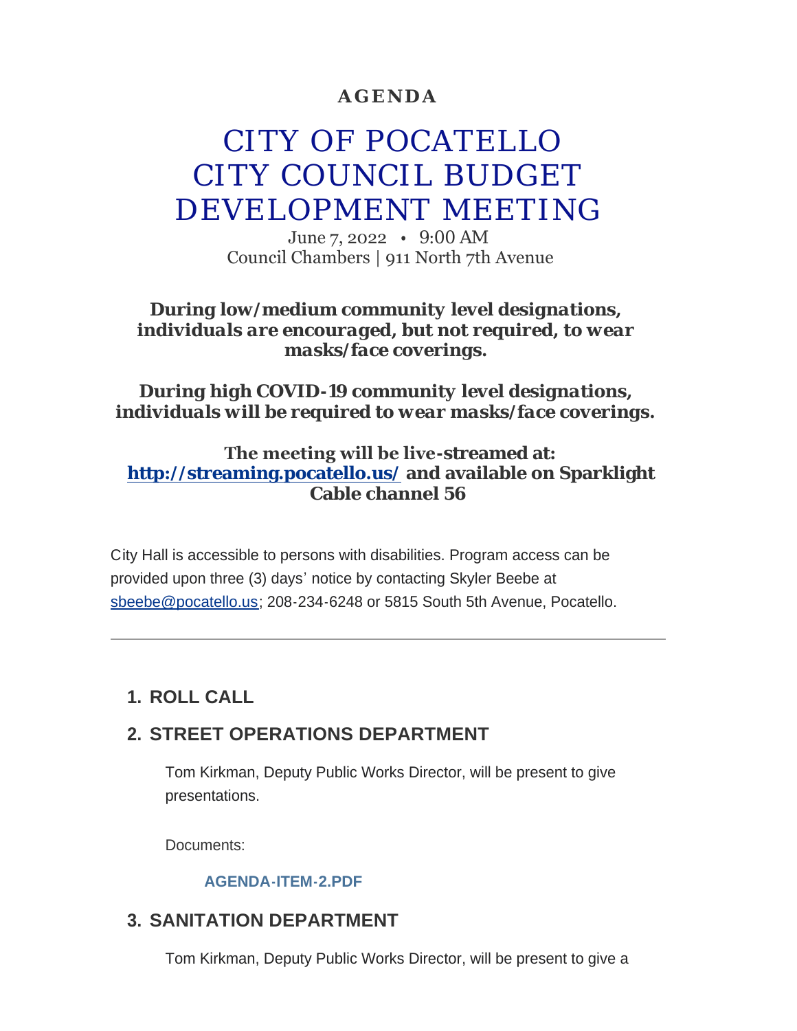**AGENDA**

# CITY OF POCATELLO CITY COUNCIL BUDGET DEVELOPMENT MEETING

June 7, 2022 • 9:00 AM
Council Chambers | 911 North 7th Avenue

***During low/medium community level designations, individuals are encouraged, but not required, to wear masks/face coverings.***

***During high COVID-19 community level designations, individuals will be required to wear masks/face coverings.***

**The meeting will be live-streamed at: http://streaming.pocatello.us/ and available on Sparklight Cable channel 56**

City Hall is accessible to persons with disabilities. Program access can be provided upon three (3) days' notice by contacting Skyler Beebe at sbeebe@pocatello.us; 208-234-6248 or 5815 South 5th Avenue, Pocatello.

---

## 1. ROLL CALL

## 2. STREET OPERATIONS DEPARTMENT

Tom Kirkman, Deputy Public Works Director, will be present to give presentations.

Documents:

AGENDA-ITEM-2.PDF

## 3. SANITATION DEPARTMENT

Tom Kirkman, Deputy Public Works Director, will be present to give a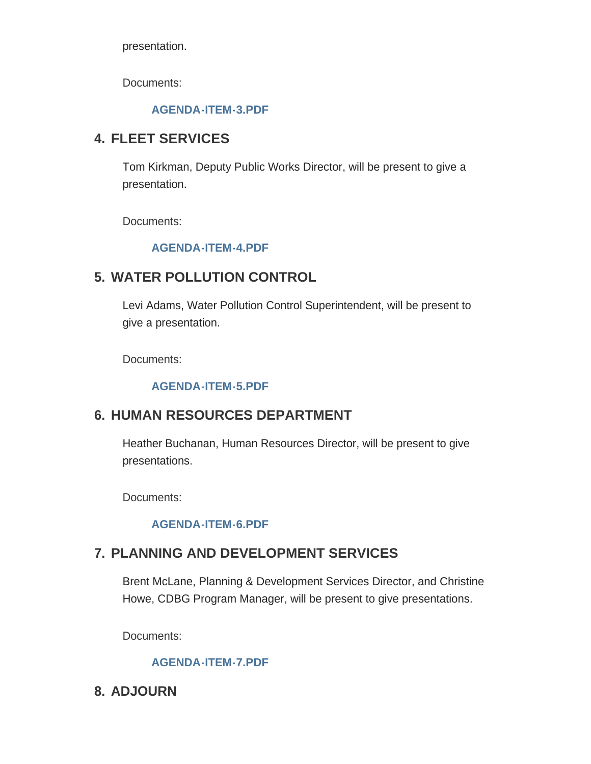presentation.

Documents:

**AGENDA-ITEM-3.PDF**

## 4. FLEET SERVICES

Tom Kirkman, Deputy Public Works Director, will be present to give a presentation.

Documents:

**AGENDA-ITEM-4.PDF**

## 5. WATER POLLUTION CONTROL

Levi Adams, Water Pollution Control Superintendent, will be present to give a presentation.

Documents:

**AGENDA-ITEM-5.PDF**

## 6. HUMAN RESOURCES DEPARTMENT

Heather Buchanan, Human Resources Director, will be present to give presentations.

Documents:

**AGENDA-ITEM-6.PDF**

## 7. PLANNING AND DEVELOPMENT SERVICES

Brent McLane, Planning & Development Services Director, and Christine Howe, CDBG Program Manager, will be present to give presentations.

Documents:

**AGENDA-ITEM-7.PDF**

## 8. ADJOURN